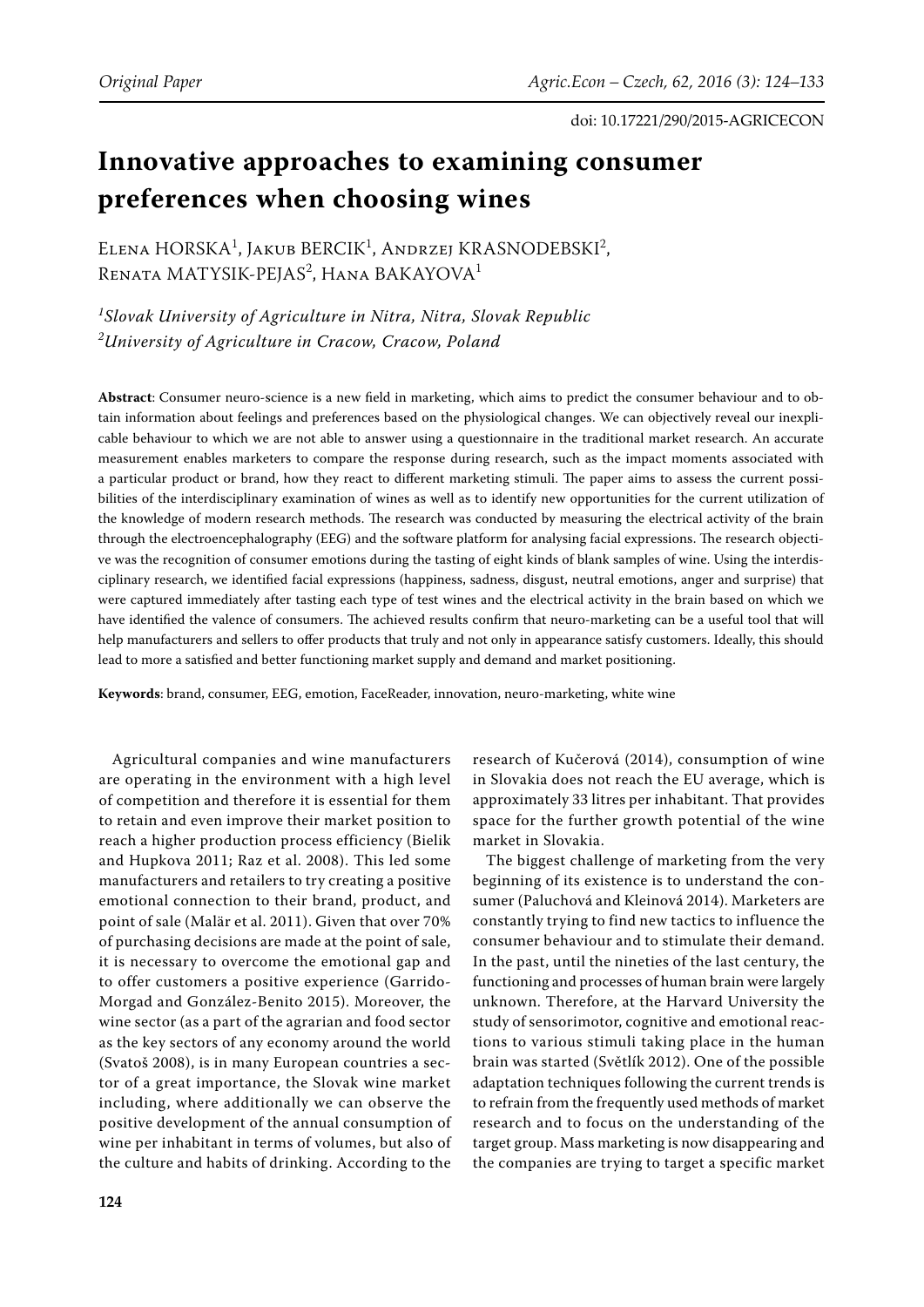doi: 10.17221/290/2015-AGRICECON

# Innovative approaches to examining consumer preferences when choosing wines

Elena HORSKA[1], Jakub BERCIK[1], Andrzej KRASNODEBSKI[2], Renata MATYSIK-PEJAS[2], Hana BAKAYOVA[1]

*[1]Slovak University of Agriculture in Nitra, Nitra, Slovak Republic*
*[2]University of Agriculture in Cracow, Cracow, Poland*

**Abstract**: Consumer neuro-science is a new field in marketing, which aims to predict the consumer behaviour and to obtain information about feelings and preferences based on the physiological changes. We can objectively reveal our inexplicable behaviour to which we are not able to answer using a questionnaire in the traditional market research. An accurate measurement enables marketers to compare the response during research, such as the impact moments associated with a particular product or brand, how they react to different marketing stimuli. The paper aims to assess the current possibilities of the interdisciplinary examination of wines as well as to identify new opportunities for the current utilization of the knowledge of modern research methods. The research was conducted by measuring the electrical activity of the brain through the electroencephalography (EEG) and the software platform for analysing facial expressions. The research objective was the recognition of consumer emotions during the tasting of eight kinds of blank samples of wine. Using the interdisciplinary research, we identified facial expressions (happiness, sadness, disgust, neutral emotions, anger and surprise) that were captured immediately after tasting each type of test wines and the electrical activity in the brain based on which we have identified the valence of consumers. The achieved results confirm that neuro-marketing can be a useful tool that will help manufacturers and sellers to offer products that truly and not only in appearance satisfy customers. Ideally, this should lead to more a satisfied and better functioning market supply and demand and market positioning.

**Keywords**: brand, consumer, EEG, emotion, FaceReader, innovation, neuro-marketing, white wine

Agricultural companies and wine manufacturers are operating in the environment with a high level of competition and therefore it is essential for them to retain and even improve their market position to reach a higher production process efficiency (Bielik and Hupkova 2011; Raz et al. 2008). This led some manufacturers and retailers to try creating a positive emotional connection to their brand, product, and point of sale (Malär et al. 2011). Given that over 70% of purchasing decisions are made at the point of sale, it is necessary to overcome the emotional gap and to offer customers a positive experience (Garrido-Morgad and González-Benito 2015). Moreover, the wine sector (as a part of the agrarian and food sector as the key sectors of any economy around the world (Svatoš 2008), is in many European countries a sector of a great importance, the Slovak wine market including, where additionally we can observe the positive development of the annual consumption of wine per inhabitant in terms of volumes, but also of the culture and habits of drinking. According to the research of Kučerová (2014), consumption of wine in Slovakia does not reach the EU average, which is approximately 33 litres per inhabitant. That provides space for the further growth potential of the wine market in Slovakia.

The biggest challenge of marketing from the very beginning of its existence is to understand the consumer (Paluchová and Kleinová 2014). Marketers are constantly trying to find new tactics to influence the consumer behaviour and to stimulate their demand. In the past, until the nineties of the last century, the functioning and processes of human brain were largely unknown. Therefore, at the Harvard University the study of sensorimotor, cognitive and emotional reactions to various stimuli taking place in the human brain was started (Světlík 2012). One of the possible adaptation techniques following the current trends is to refrain from the frequently used methods of market research and to focus on the understanding of the target group. Mass marketing is now disappearing and the companies are trying to target a specific market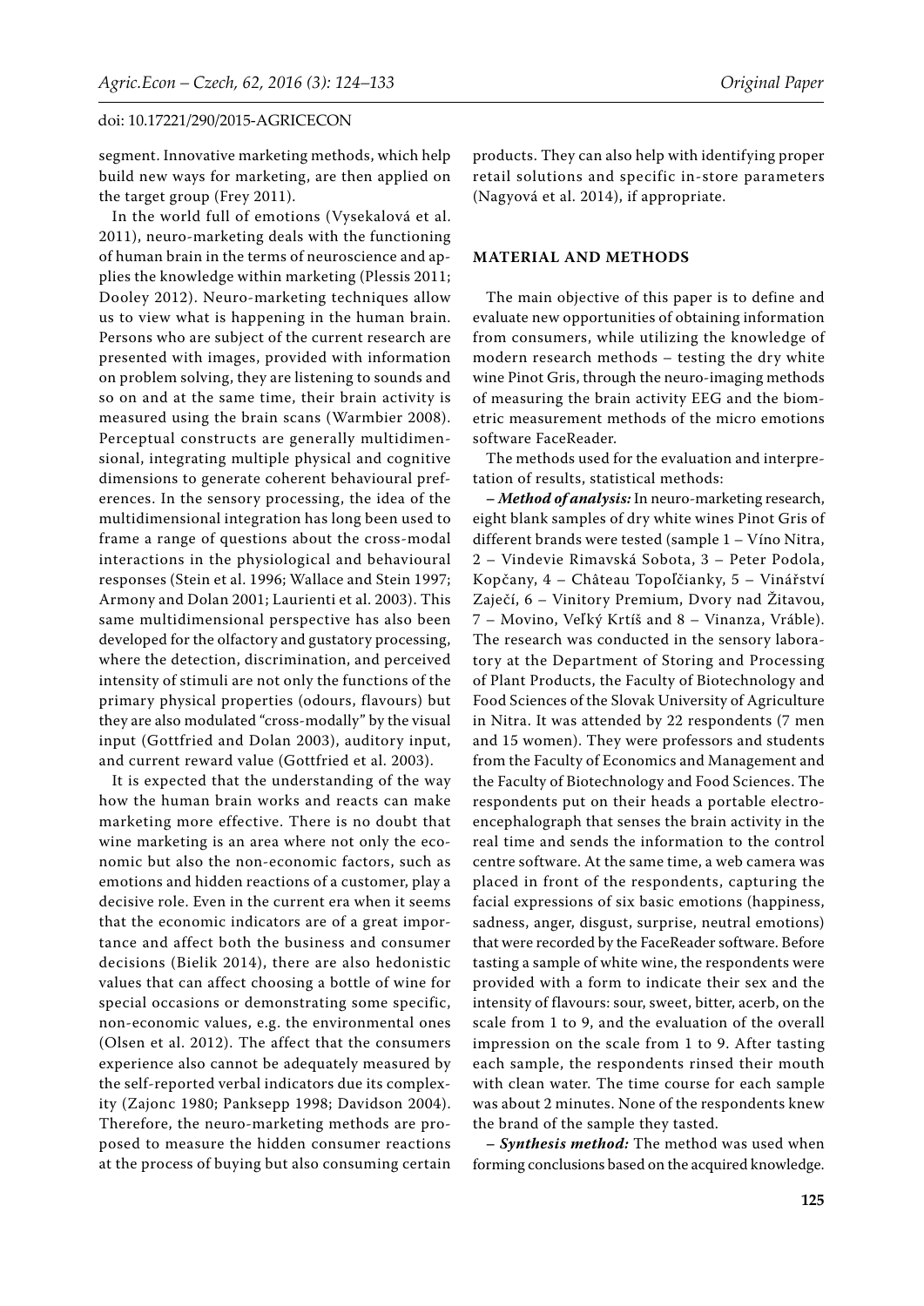segment. Innovative marketing methods, which help build new ways for marketing, are then applied on the target group (Frey 2011).

In the world full of emotions (Vysekalová et al. 2011), neuro-marketing deals with the functioning of human brain in the terms of neuroscience and applies the knowledge within marketing (Plessis 2011; Dooley 2012). Neuro-marketing techniques allow us to view what is happening in the human brain. Persons who are subject of the current research are presented with images, provided with information on problem solving, they are listening to sounds and so on and at the same time, their brain activity is measured using the brain scans (Warmbier 2008). Perceptual constructs are generally multidimensional, integrating multiple physical and cognitive dimensions to generate coherent behavioural preferences. In the sensory processing, the idea of the multidimensional integration has long been used to frame a range of questions about the cross-modal interactions in the physiological and behavioural responses (Stein et al. 1996; Wallace and Stein 1997; Armony and Dolan 2001; Laurienti et al. 2003). This same multidimensional perspective has also been developed for the olfactory and gustatory processing, where the detection, discrimination, and perceived intensity of stimuli are not only the functions of the primary physical properties (odours, flavours) but they are also modulated "cross-modally" by the visual input (Gottfried and Dolan 2003), auditory input, and current reward value (Gottfried et al. 2003).

It is expected that the understanding of the way how the human brain works and reacts can make marketing more effective. There is no doubt that wine marketing is an area where not only the economic but also the non-economic factors, such as emotions and hidden reactions of a customer, play a decisive role. Even in the current era when it seems that the economic indicators are of a great importance and affect both the business and consumer decisions (Bielik 2014), there are also hedonistic values that can affect choosing a bottle of wine for special occasions or demonstrating some specific, non-economic values, e.g. the environmental ones (Olsen et al. 2012). The affect that the consumers experience also cannot be adequately measured by the self-reported verbal indicators due its complexity (Zajonc 1980; Panksepp 1998; Davidson 2004). Therefore, the neuro-marketing methods are proposed to measure the hidden consumer reactions at the process of buying but also consuming certain products. They can also help with identifying proper retail solutions and specific in-store parameters (Nagyová et al. 2014), if appropriate.

## MATERIAL AND METHODS

The main objective of this paper is to define and evaluate new opportunities of obtaining information from consumers, while utilizing the knowledge of modern research methods – testing the dry white wine Pinot Gris, through the neuro-imaging methods of measuring the brain activity EEG and the biometric measurement methods of the micro emotions software FaceReader.

The methods used for the evaluation and interpretation of results, statistical methods:

– ***Method of analysis:*** In neuro-marketing research, eight blank samples of dry white wines Pinot Gris of different brands were tested (sample 1 – Víno Nitra, 2 – Vindevie Rimavská Sobota, 3 – Peter Podola, Kopčany, 4 – Château Topoľčianky, 5 – Vinářství Zaječí, 6 – Vinitory Premium, Dvory nad Žitavou, 7 – Movino, Veľký Krtíš and 8 – Vinanza, Vráble). The research was conducted in the sensory laboratory at the Department of Storing and Processing of Plant Products, the Faculty of Biotechnology and Food Sciences of the Slovak University of Agriculture in Nitra. It was attended by 22 respondents (7 men and 15 women). They were professors and students from the Faculty of Economics and Management and the Faculty of Biotechnology and Food Sciences. The respondents put on their heads a portable electroencephalograph that senses the brain activity in the real time and sends the information to the control centre software. At the same time, a web camera was placed in front of the respondents, capturing the facial expressions of six basic emotions (happiness, sadness, anger, disgust, surprise, neutral emotions) that were recorded by the FaceReader software. Before tasting a sample of white wine, the respondents were provided with a form to indicate their sex and the intensity of flavours: sour, sweet, bitter, acerb, on the scale from 1 to 9, and the evaluation of the overall impression on the scale from 1 to 9. After tasting each sample, the respondents rinsed their mouth with clean water. The time course for each sample was about 2 minutes. None of the respondents knew the brand of the sample they tasted.

– ***Synthesis method:*** The method was used when forming conclusions based on the acquired knowledge.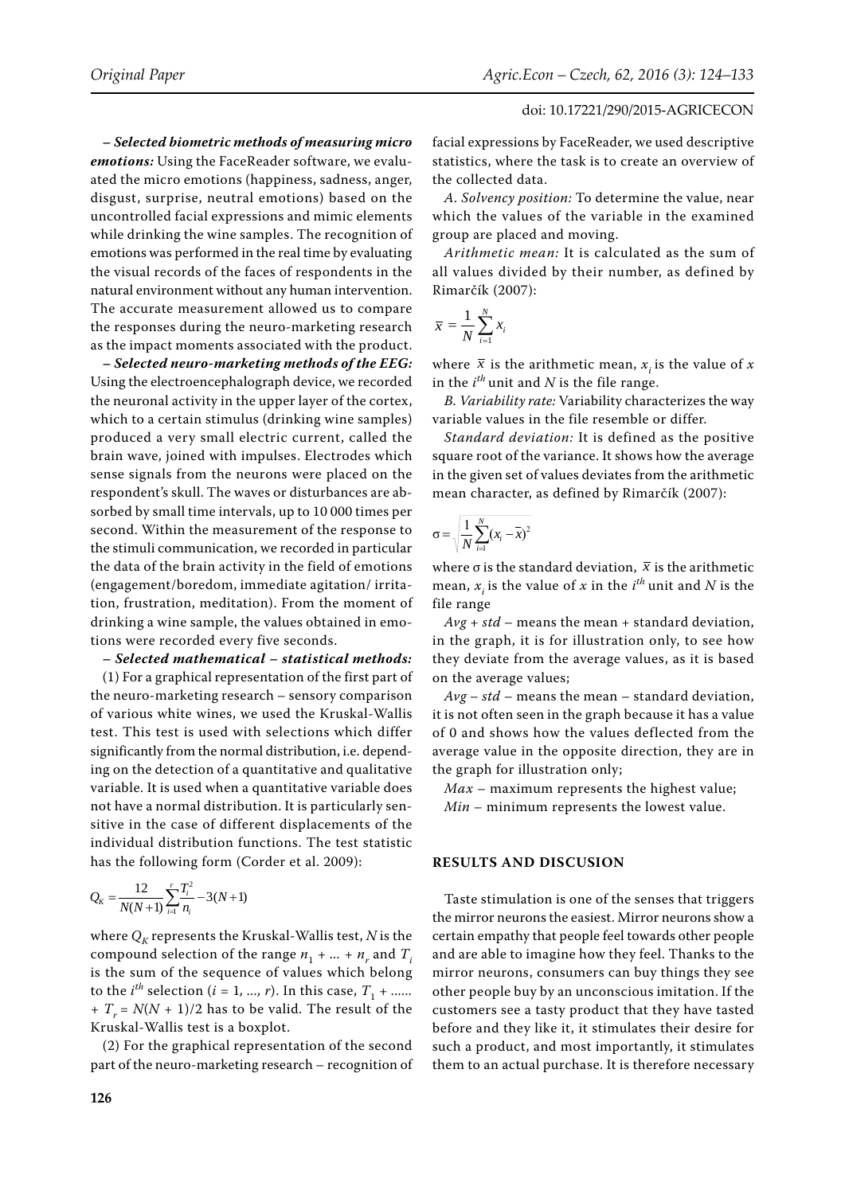**– *Selected biometric methods of measuring micro emotions:*** Using the FaceReader software, we evaluated the micro emotions (happiness, sadness, anger, disgust, surprise, neutral emotions) based on the uncontrolled facial expressions and mimic elements while drinking the wine samples. The recognition of emotions was performed in the real time by evaluating the visual records of the faces of respondents in the natural environment without any human intervention. The accurate measurement allowed us to compare the responses during the neuro-marketing research as the impact moments associated with the product.

**– *Selected neuro-marketing methods of the EEG:*** Using the electroencephalograph device, we recorded the neuronal activity in the upper layer of the cortex, which to a certain stimulus (drinking wine samples) produced a very small electric current, called the brain wave, joined with impulses. Electrodes which sense signals from the neurons were placed on the respondent's skull. The waves or disturbances are absorbed by small time intervals, up to 10 000 times per second. Within the measurement of the response to the stimuli communication, we recorded in particular the data of the brain activity in the field of emotions (engagement/boredom, immediate agitation/ irritation, frustration, meditation). From the moment of drinking a wine sample, the values obtained in emotions were recorded every five seconds.

**– *Selected mathematical – statistical methods:***

(1) For a graphical representation of the first part of the neuro-marketing research – sensory comparison of various white wines, we used the Kruskal-Wallis test. This test is used with selections which differ significantly from the normal distribution, i.e. depending on the detection of a quantitative and qualitative variable. It is used when a quantitative variable does not have a normal distribution. It is particularly sensitive in the case of different displacements of the individual distribution functions. The test statistic has the following form (Corder et al. 2009):

$$Q_K = \frac{12}{N(N+1)}\sum_{i=1}^{r}\frac{T_i^2}{n_i} - 3(N+1)$$

where $Q_K$ represents the Kruskal-Wallis test, $N$ is the compound selection of the range $n_1 + ... + n_r$ and $T_i$ is the sum of the sequence of values which belong to the $i^{th}$ selection ($i = 1, ..., r$). In this case, $T_1 + ...... + T_r = N(N + 1)/2$ has to be valid. The result of the Kruskal-Wallis test is a boxplot.

(2) For the graphical representation of the second part of the neuro-marketing research – recognition of facial expressions by FaceReader, we used descriptive statistics, where the task is to create an overview of the collected data.

*A. Solvency position:* To determine the value, near which the values of the variable in the examined group are placed and moving.

*Arithmetic mean:* It is calculated as the sum of all values divided by their number, as defined by Rimarčík (2007):

$$\bar{x} = \frac{1}{N}\sum_{i=1}^{N} x_i$$

where $\bar{x}$ is the arithmetic mean, $x_i$ is the value of $x$ in the $i^{th}$ unit and $N$ is the file range.

*B. Variability rate:* Variability characterizes the way variable values in the file resemble or differ.

*Standard deviation:* It is defined as the positive square root of the variance. It shows how the average in the given set of values deviates from the arithmetic mean character, as defined by Rimarčík (2007):

$$\sigma = \sqrt{\frac{1}{N}\sum_{i=1}^{N}(x_i - \bar{x})^2}$$

where σ is the standard deviation, $\bar{x}$ is the arithmetic mean, $x_i$ is the value of $x$ in the $i^{th}$ unit and $N$ is the file range

*Avg + std* – means the mean + standard deviation, in the graph, it is for illustration only, to see how they deviate from the average values, as it is based on the average values;

*Avg – std* – means the mean – standard deviation, it is not often seen in the graph because it has a value of 0 and shows how the values deflected from the average value in the opposite direction, they are in the graph for illustration only;

*Max* – maximum represents the highest value;

*Min* – minimum represents the lowest value.

## RESULTS AND DISCUSION

Taste stimulation is one of the senses that triggers the mirror neurons the easiest. Mirror neurons show a certain empathy that people feel towards other people and are able to imagine how they feel. Thanks to the mirror neurons, consumers can buy things they see other people buy by an unconscious imitation. If the customers see a tasty product that they have tasted before and they like it, it stimulates their desire for such a product, and most importantly, it stimulates them to an actual purchase. It is therefore necessary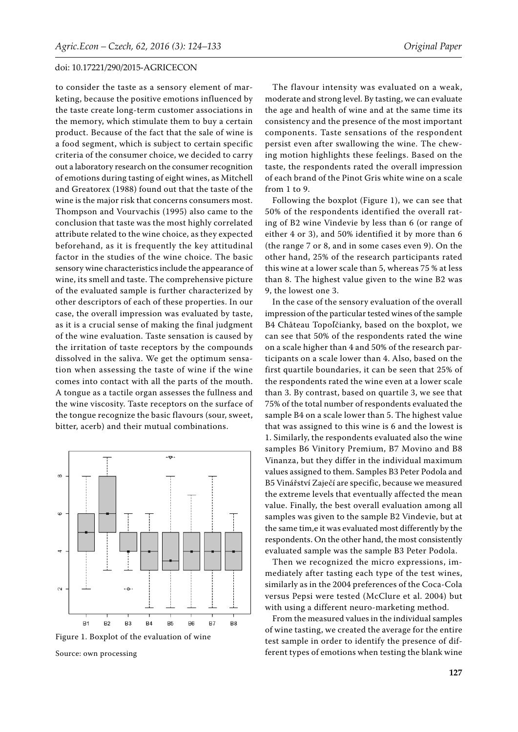to consider the taste as a sensory element of marketing, because the positive emotions influenced by the taste create long-term customer associations in the memory, which stimulate them to buy a certain product. Because of the fact that the sale of wine is a food segment, which is subject to certain specific criteria of the consumer choice, we decided to carry out a laboratory research on the consumer recognition of emotions during tasting of eight wines, as Mitchell and Greatorex (1988) found out that the taste of the wine is the major risk that concerns consumers most. Thompson and Vourvachis (1995) also came to the conclusion that taste was the most highly correlated attribute related to the wine choice, as they expected beforehand, as it is frequently the key attitudinal factor in the studies of the wine choice. The basic sensory wine characteristics include the appearance of wine, its smell and taste. The comprehensive picture of the evaluated sample is further characterized by other descriptors of each of these properties. In our case, the overall impression was evaluated by taste, as it is a crucial sense of making the final judgment of the wine evaluation. Taste sensation is caused by the irritation of taste receptors by the compounds dissolved in the saliva. We get the optimum sensation when assessing the taste of wine if the wine comes into contact with all the parts of the mouth. A tongue as a tactile organ assesses the fullness and the wine viscosity. Taste receptors on the surface of the tongue recognize the basic flavours (sour, sweet, bitter, acerb) and their mutual combinations.

8
6
4
2
B1 B2 B3 B4 B5 B6 B7 B8

Figure 1. Boxplot of the evaluation of wine

Source: own processing

The flavour intensity was evaluated on a weak, moderate and strong level. By tasting, we can evaluate the age and health of wine and at the same time its consistency and the presence of the most important components. Taste sensations of the respondent persist even after swallowing the wine. The chewing motion highlights these feelings. Based on the taste, the respondents rated the overall impression of each brand of the Pinot Gris white wine on a scale from 1 to 9.

Following the boxplot (Figure 1), we can see that 50% of the respondents identified the overall rating of B2 wine Vindevie by less than 6 (or range of either 4 or 3), and 50% identified it by more than 6 (the range 7 or 8, and in some cases even 9). On the other hand, 25% of the research participants rated this wine at a lower scale than 5, whereas 75 % at less than 8. The highest value given to the wine B2 was 9, the lowest one 3.

In the case of the sensory evaluation of the overall impression of the particular tested wines of the sample B4 Château Topoľčianky, based on the boxplot, we can see that 50% of the respondents rated the wine on a scale higher than 4 and 50% of the research participants on a scale lower than 4. Also, based on the first quartile boundaries, it can be seen that 25% of the respondents rated the wine even at a lower scale than 3. By contrast, based on quartile 3, we see that 75% of the total number of respondents evaluated the sample B4 on a scale lower than 5. The highest value that was assigned to this wine is 6 and the lowest is 1. Similarly, the respondents evaluated also the wine samples B6 Vinitory Premium, B7 Movino and B8 Vinanza, but they differ in the individual maximum values assigned to them. Samples B3 Peter Podola and B5 Vinářství Zaječí are specific, because we measured the extreme levels that eventually affected the mean value. Finally, the best overall evaluation among all samples was given to the sample B2 Vindevie, but at the same tim,e it was evaluated most differently by the respondents. On the other hand, the most consistently evaluated sample was the sample B3 Peter Podola.

Then we recognized the micro expressions, immediately after tasting each type of the test wines, similarly as in the 2004 preferences of the Coca-Cola versus Pepsi were tested (McClure et al. 2004) but with using a different neuro-marketing method.

From the measured values in the individual samples of wine tasting, we created the average for the entire test sample in order to identify the presence of different types of emotions when testing the blank wine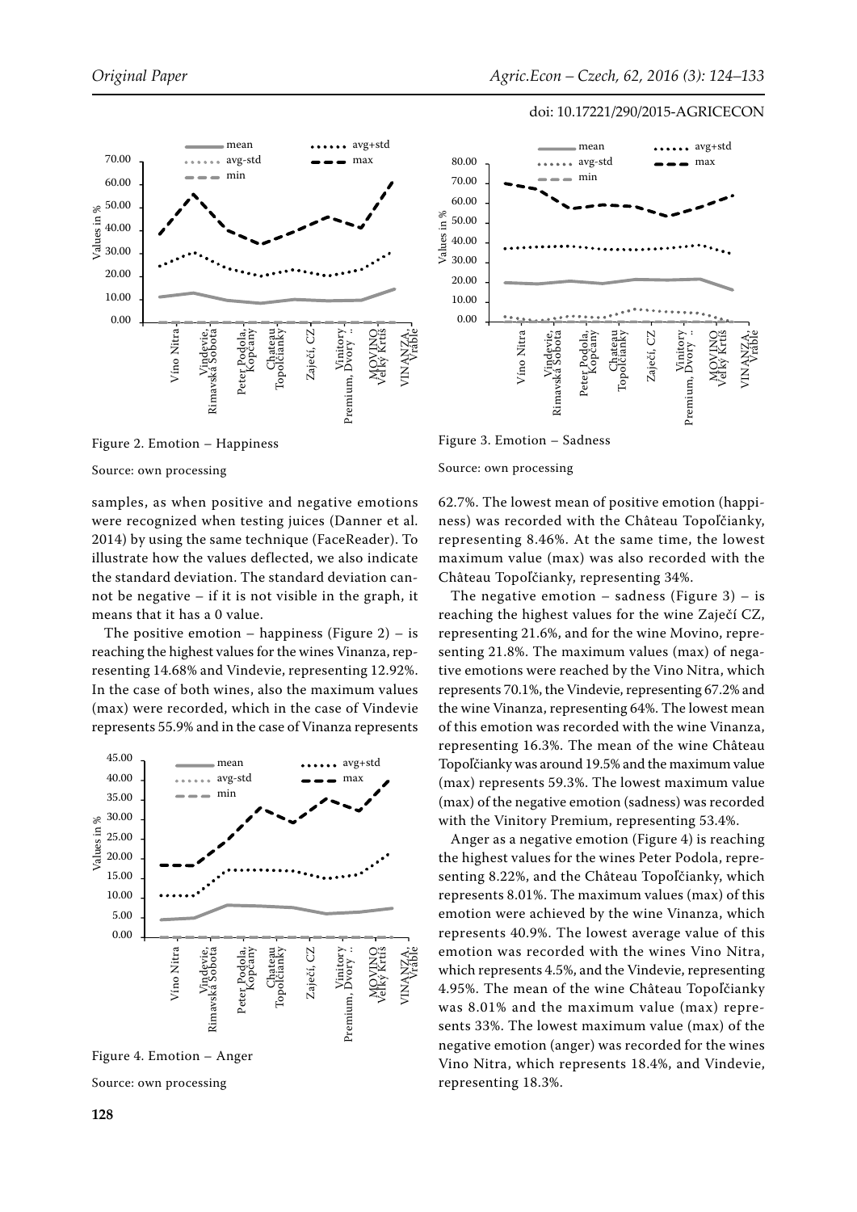Figure 2. Emotion – Happiness

Source: own processing

Figure 3. Emotion – Sadness

Source: own processing

samples, as when positive and negative emotions were recognized when testing juices (Danner et al. 2014) by using the same technique (FaceReader). To illustrate how the values deflected, we also indicate the standard deviation. The standard deviation cannot be negative – if it is not visible in the graph, it means that it has a 0 value.

The positive emotion – happiness (Figure 2) – is reaching the highest values for the wines Vinanza, representing 14.68% and Vindevie, representing 12.92%. In the case of both wines, also the maximum values (max) were recorded, which in the case of Vindevie represents 55.9% and in the case of Vinanza represents 62.7%. The lowest mean of positive emotion (happiness) was recorded with the Château Topoľčianky, representing 8.46%. At the same time, the lowest maximum value (max) was also recorded with the Château Topoľčianky, representing 34%.

The negative emotion – sadness (Figure 3) – is reaching the highest values for the wine Zaječí CZ, representing 21.6%, and for the wine Movino, representing 21.8%. The maximum values (max) of negative emotions were reached by the Vino Nitra, which represents 70.1%, the Vindevie, representing 67.2% and the wine Vinanza, representing 64%. The lowest mean of this emotion was recorded with the wine Vinanza, representing 16.3%. The mean of the wine Château Topoľčianky was around 19.5% and the maximum value (max) represents 59.3%. The lowest maximum value (max) of the negative emotion (sadness) was recorded with the Vinitory Premium, representing 53.4%.

Figure 4. Emotion – Anger

Source: own processing

Anger as a negative emotion (Figure 4) is reaching the highest values for the wines Peter Podola, representing 8.22%, and the Château Topoľčianky, which represents 8.01%. The maximum values (max) of this emotion were achieved by the wine Vinanza, which represents 40.9%. The lowest average value of this emotion was recorded with the wines Vino Nitra, which represents 4.5%, and the Vindevie, representing 4.95%. The mean of the wine Château Topoľčianky was 8.01% and the maximum value (max) represents 33%. The lowest maximum value (max) of the negative emotion (anger) was recorded for the wines Vino Nitra, which represents 18.4%, and Vindevie, representing 18.3%.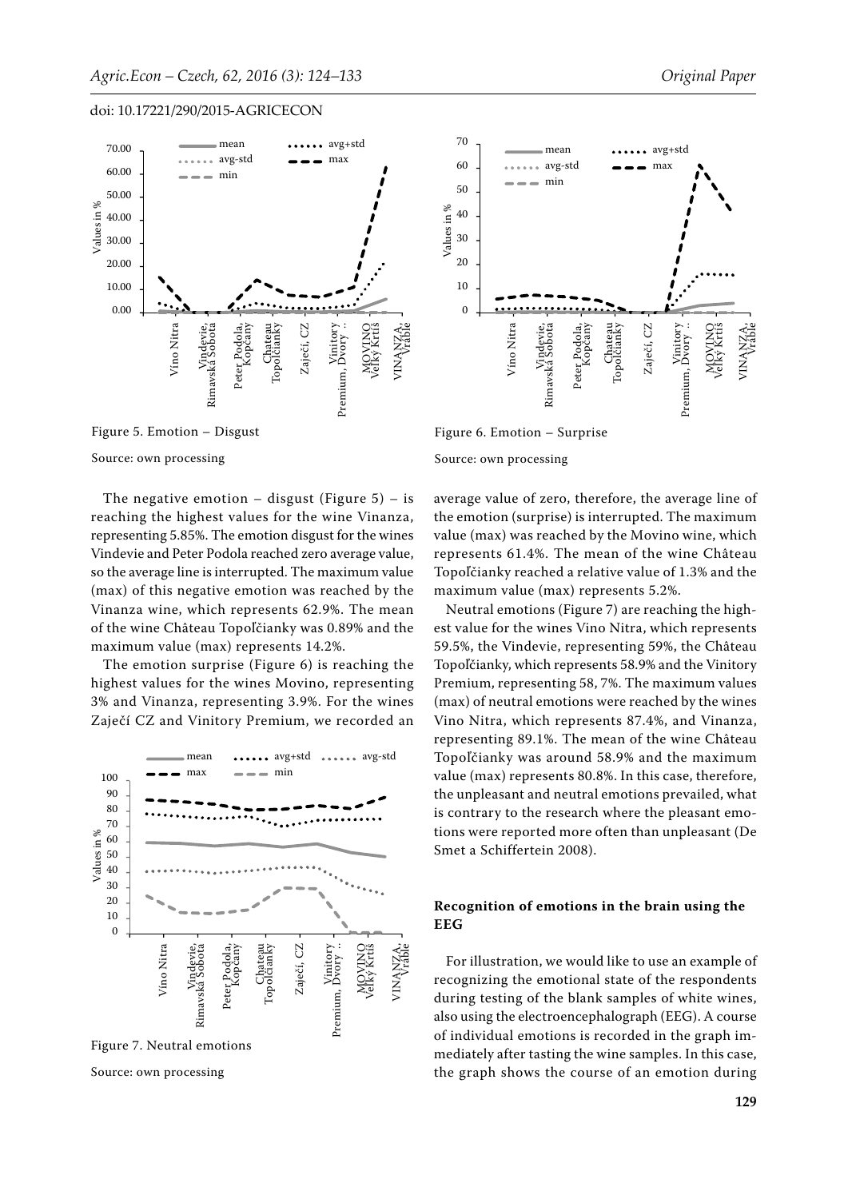Figure 5. Emotion – Disgust

Source: own processing

Figure 6. Emotion – Surprise

Source: own processing

The negative emotion – disgust (Figure 5) – is reaching the highest values for the wine Vinanza, representing 5.85%. The emotion disgust for the wines Vindevie and Peter Podola reached zero average value, so the average line is interrupted. The maximum value (max) of this negative emotion was reached by the Vinanza wine, which represents 62.9%. The mean of the wine Château Topoľčianky was 0.89% and the maximum value (max) represents 14.2%.

The emotion surprise (Figure 6) is reaching the highest values for the wines Movino, representing 3% and Vinanza, representing 3.9%. For the wines Zaječí CZ and Vinitory Premium, we recorded an average value of zero, therefore, the average line of the emotion (surprise) is interrupted. The maximum value (max) was reached by the Movino wine, which represents 61.4%. The mean of the wine Château Topoľčianky reached a relative value of 1.3% and the maximum value (max) represents 5.2%.

Figure 7. Neutral emotions

Source: own processing

Neutral emotions (Figure 7) are reaching the highest value for the wines Vino Nitra, which represents 59.5%, the Vindevie, representing 59%, the Château Topoľčianky, which represents 58.9% and the Vinitory Premium, representing 58, 7%. The maximum values (max) of neutral emotions were reached by the wines Vino Nitra, which represents 87.4%, and Vinanza, representing 89.1%. The mean of the wine Château Topoľčianky was around 58.9% and the maximum value (max) represents 80.8%. In this case, therefore, the unpleasant and neutral emotions prevailed, what is contrary to the research where the pleasant emotions were reported more often than unpleasant (De Smet a Schiffertein 2008).

### Recognition of emotions in the brain using the EEG

For illustration, we would like to use an example of recognizing the emotional state of the respondents during testing of the blank samples of white wines, also using the electroencephalograph (EEG). A course of individual emotions is recorded in the graph immediately after tasting the wine samples. In this case, the graph shows the course of an emotion during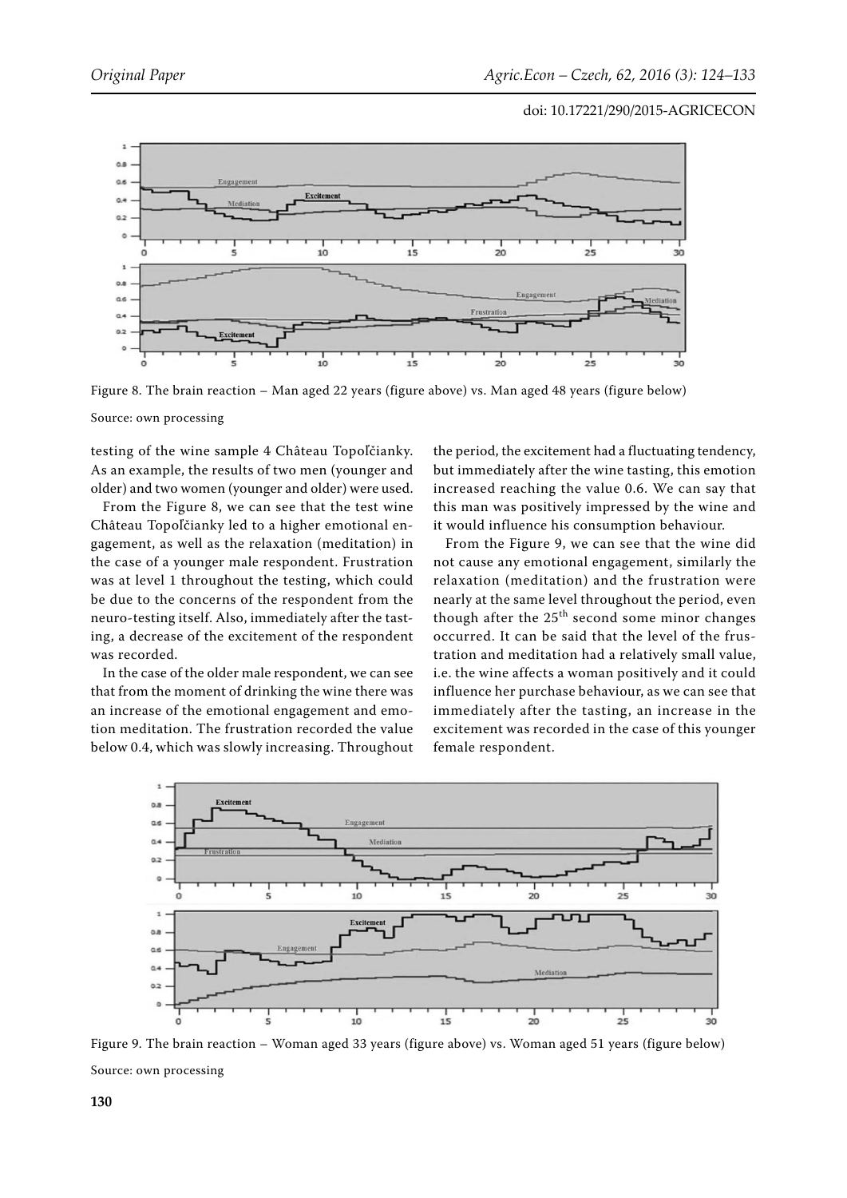Figure 8. The brain reaction – Man aged 22 years (figure above) vs. Man aged 48 years (figure below)

Source: own processing

testing of the wine sample 4 Château Topoľčianky. As an example, the results of two men (younger and older) and two women (younger and older) were used.

From the Figure 8, we can see that the test wine Château Topoľčianky led to a higher emotional engagement, as well as the relaxation (meditation) in the case of a younger male respondent. Frustration was at level 1 throughout the testing, which could be due to the concerns of the respondent from the neuro-testing itself. Also, immediately after the tasting, a decrease of the excitement of the respondent was recorded.

In the case of the older male respondent, we can see that from the moment of drinking the wine there was an increase of the emotional engagement and emotion meditation. The frustration recorded the value below 0.4, which was slowly increasing. Throughout the period, the excitement had a fluctuating tendency, but immediately after the wine tasting, this emotion increased reaching the value 0.6. We can say that this man was positively impressed by the wine and it would influence his consumption behaviour.

From the Figure 9, we can see that the wine did not cause any emotional engagement, similarly the relaxation (meditation) and the frustration were nearly at the same level throughout the period, even though after the 25th second some minor changes occurred. It can be said that the level of the frustration and meditation had a relatively small value, i.e. the wine affects a woman positively and it could influence her purchase behaviour, as we can see that immediately after the tasting, an increase in the excitement was recorded in the case of this younger female respondent.

Figure 9. The brain reaction – Woman aged 33 years (figure above) vs. Woman aged 51 years (figure below)

Source: own processing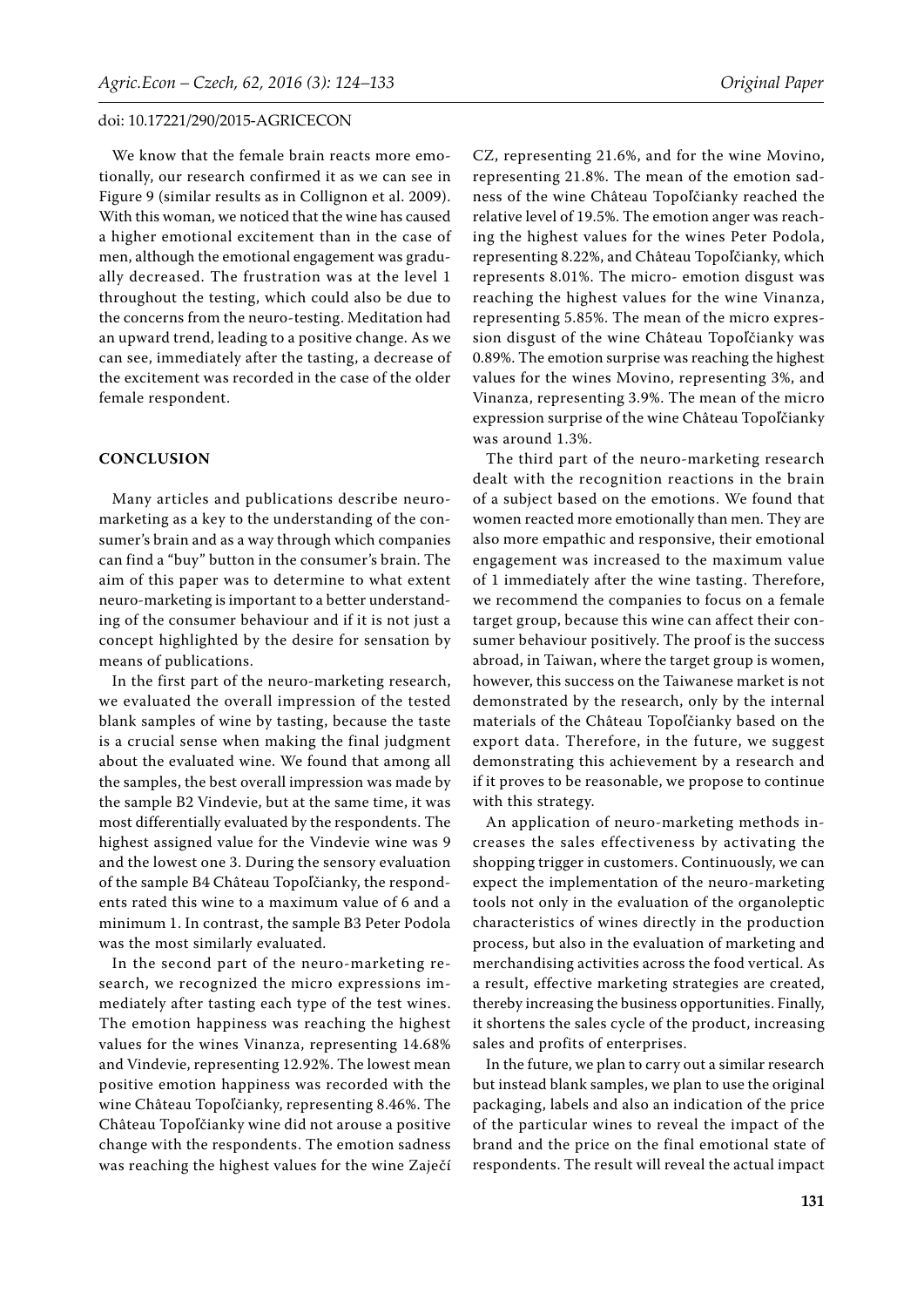We know that the female brain reacts more emotionally, our research confirmed it as we can see in Figure 9 (similar results as in Collignon et al. 2009). With this woman, we noticed that the wine has caused a higher emotional excitement than in the case of men, although the emotional engagement was gradually decreased. The frustration was at the level 1 throughout the testing, which could also be due to the concerns from the neuro-testing. Meditation had an upward trend, leading to a positive change. As we can see, immediately after the tasting, a decrease of the excitement was recorded in the case of the older female respondent.

## CONCLUSION

Many articles and publications describe neuromarketing as a key to the understanding of the consumer's brain and as a way through which companies can find a "buy" button in the consumer's brain. The aim of this paper was to determine to what extent neuro-marketing is important to a better understanding of the consumer behaviour and if it is not just a concept highlighted by the desire for sensation by means of publications.

In the first part of the neuro-marketing research, we evaluated the overall impression of the tested blank samples of wine by tasting, because the taste is a crucial sense when making the final judgment about the evaluated wine. We found that among all the samples, the best overall impression was made by the sample B2 Vindevie, but at the same time, it was most differentially evaluated by the respondents. The highest assigned value for the Vindevie wine was 9 and the lowest one 3. During the sensory evaluation of the sample B4 Château Topoľčianky, the respondents rated this wine to a maximum value of 6 and a minimum 1. In contrast, the sample B3 Peter Podola was the most similarly evaluated.

In the second part of the neuro-marketing research, we recognized the micro expressions immediately after tasting each type of the test wines. The emotion happiness was reaching the highest values for the wines Vinanza, representing 14.68% and Vindevie, representing 12.92%. The lowest mean positive emotion happiness was recorded with the wine Château Topoľčianky, representing 8.46%. The Château Topoľčianky wine did not arouse a positive change with the respondents. The emotion sadness was reaching the highest values for the wine Zaječí CZ, representing 21.6%, and for the wine Movino, representing 21.8%. The mean of the emotion sadness of the wine Château Topoľčianky reached the relative level of 19.5%. The emotion anger was reaching the highest values for the wines Peter Podola, representing 8.22%, and Château Topoľčianky, which represents 8.01%. The micro- emotion disgust was reaching the highest values for the wine Vinanza, representing 5.85%. The mean of the micro expression disgust of the wine Château Topoľčianky was 0.89%. The emotion surprise was reaching the highest values for the wines Movino, representing 3%, and Vinanza, representing 3.9%. The mean of the micro expression surprise of the wine Château Topoľčianky was around 1.3%.

The third part of the neuro-marketing research dealt with the recognition reactions in the brain of a subject based on the emotions. We found that women reacted more emotionally than men. They are also more empathic and responsive, their emotional engagement was increased to the maximum value of 1 immediately after the wine tasting. Therefore, we recommend the companies to focus on a female target group, because this wine can affect their consumer behaviour positively. The proof is the success abroad, in Taiwan, where the target group is women, however, this success on the Taiwanese market is not demonstrated by the research, only by the internal materials of the Château Topoľčianky based on the export data. Therefore, in the future, we suggest demonstrating this achievement by a research and if it proves to be reasonable, we propose to continue with this strategy.

An application of neuro-marketing methods increases the sales effectiveness by activating the shopping trigger in customers. Continuously, we can expect the implementation of the neuro-marketing tools not only in the evaluation of the organoleptic characteristics of wines directly in the production process, but also in the evaluation of marketing and merchandising activities across the food vertical. As a result, effective marketing strategies are created, thereby increasing the business opportunities. Finally, it shortens the sales cycle of the product, increasing sales and profits of enterprises.

In the future, we plan to carry out a similar research but instead blank samples, we plan to use the original packaging, labels and also an indication of the price of the particular wines to reveal the impact of the brand and the price on the final emotional state of respondents. The result will reveal the actual impact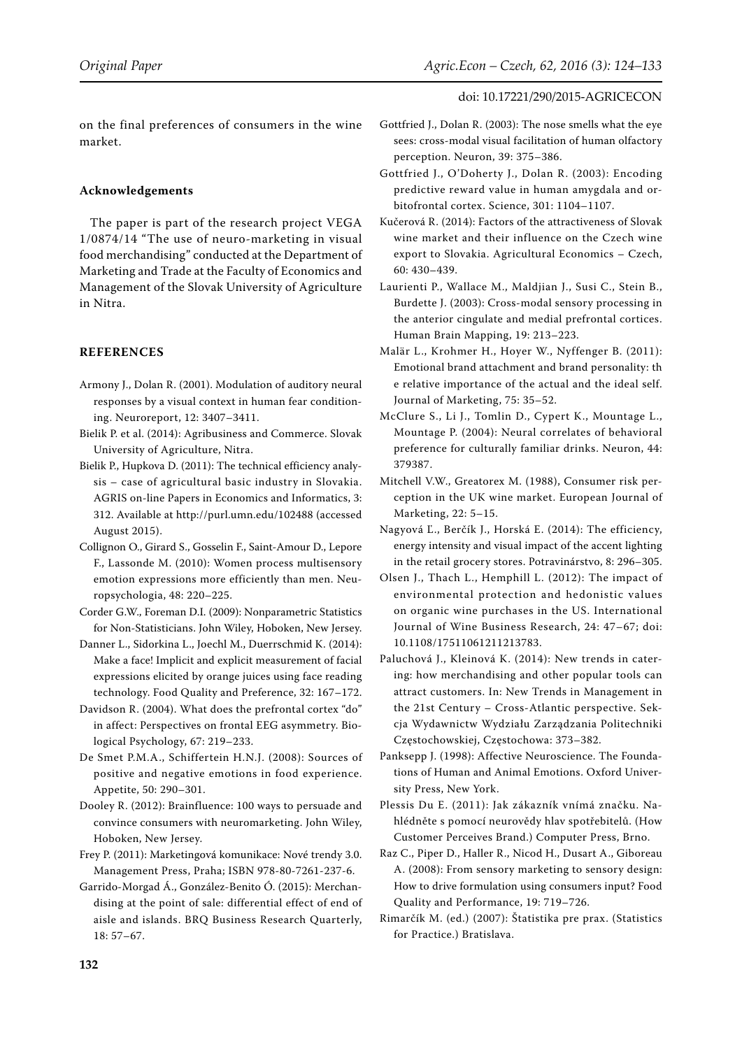on the final preferences of consumers in the wine market.

### Acknowledgements

The paper is part of the research project VEGA 1/0874/14 "The use of neuro-marketing in visual food merchandising" conducted at the Department of Marketing and Trade at the Faculty of Economics and Management of the Slovak University of Agriculture in Nitra.

## REFERENCES

Armony J., Dolan R. (2001). Modulation of auditory neural responses by a visual context in human fear conditioning. Neuroreport, 12: 3407–3411.

Bielik P. et al. (2014): Agribusiness and Commerce. Slovak University of Agriculture, Nitra.

Bielik P., Hupkova D. (2011): The technical efficiency analysis – case of agricultural basic industry in Slovakia. AGRIS on-line Papers in Economics and Informatics, 3: 312. Available at http://purl.umn.edu/102488 (accessed August 2015).

Collignon O., Girard S., Gosselin F., Saint-Amour D., Lepore F., Lassonde M. (2010): Women process multisensory emotion expressions more efficiently than men. Neuropsychologia, 48: 220–225.

Corder G.W., Foreman D.I. (2009): Nonparametric Statistics for Non-Statisticians. John Wiley, Hoboken, New Jersey.

Danner L., Sidorkina L., Joechl M., Duerrschmid K. (2014): Make a face! Implicit and explicit measurement of facial expressions elicited by orange juices using face reading technology. Food Quality and Preference, 32: 167–172.

Davidson R. (2004). What does the prefrontal cortex "do" in affect: Perspectives on frontal EEG asymmetry. Biological Psychology, 67: 219–233.

De Smet P.M.A., Schiffertein H.N.J. (2008): Sources of positive and negative emotions in food experience. Appetite, 50: 290–301.

Dooley R. (2012): Brainfluence: 100 ways to persuade and convince consumers with neuromarketing. John Wiley, Hoboken, New Jersey.

Frey P. (2011): Marketingová komunikace: Nové trendy 3.0. Management Press, Praha; ISBN 978-80-7261-237-6.

Garrido-Morgad Á., González-Benito Ó. (2015): Merchandising at the point of sale: differential effect of end of aisle and islands. BRQ Business Research Quarterly, 18: 57–67.

Gottfried J., Dolan R. (2003): The nose smells what the eye sees: cross-modal visual facilitation of human olfactory perception. Neuron, 39: 375–386.

Gottfried J., O'Doherty J., Dolan R. (2003): Encoding predictive reward value in human amygdala and orbitofrontal cortex. Science, 301: 1104–1107.

Kučerová R. (2014): Factors of the attractiveness of Slovak wine market and their influence on the Czech wine export to Slovakia. Agricultural Economics – Czech, 60: 430–439.

Laurienti P., Wallace M., Maldjian J., Susi C., Stein B., Burdette J. (2003): Cross-modal sensory processing in the anterior cingulate and medial prefrontal cortices. Human Brain Mapping, 19: 213–223.

Malär L., Krohmer H., Hoyer W., Nyffenger B. (2011): Emotional brand attachment and brand personality: th e relative importance of the actual and the ideal self. Journal of Marketing, 75: 35–52.

McClure S., Li J., Tomlin D., Cypert K., Mountage L., Mountage P. (2004): Neural correlates of behavioral preference for culturally familiar drinks. Neuron, 44: 379387.

Mitchell V.W., Greatorex M. (1988), Consumer risk perception in the UK wine market. European Journal of Marketing, 22: 5–15.

Nagyová Ľ., Berčík J., Horská E. (2014): The efficiency, energy intensity and visual impact of the accent lighting in the retail grocery stores. Potravinárstvo, 8: 296–305.

Olsen J., Thach L., Hemphill L. (2012): The impact of environmental protection and hedonistic values on organic wine purchases in the US. International Journal of Wine Business Research, 24: 47–67; doi: 10.1108/17511061211213783.

Paluchová J., Kleinová K. (2014): New trends in catering: how merchandising and other popular tools can attract customers. In: New Trends in Management in the 21st Century – Cross-Atlantic perspective. Sekcja Wydawnictw Wydziału Zarządzania Politechniki Częstochowskiej, Częstochowa: 373–382.

Panksepp J. (1998): Affective Neuroscience. The Foundations of Human and Animal Emotions. Oxford University Press, New York.

Plessis Du E. (2011): Jak zákazník vnímá značku. Nahlédněte s pomocí neurovědy hlav spotřebitelů. (How Customer Perceives Brand.) Computer Press, Brno.

Raz C., Piper D., Haller R., Nicod H., Dusart A., Giboreau A. (2008): From sensory marketing to sensory design: How to drive formulation using consumers input? Food Quality and Performance, 19: 719–726.

Rimarčík M. (ed.) (2007): Štatistika pre prax. (Statistics for Practice.) Bratislava.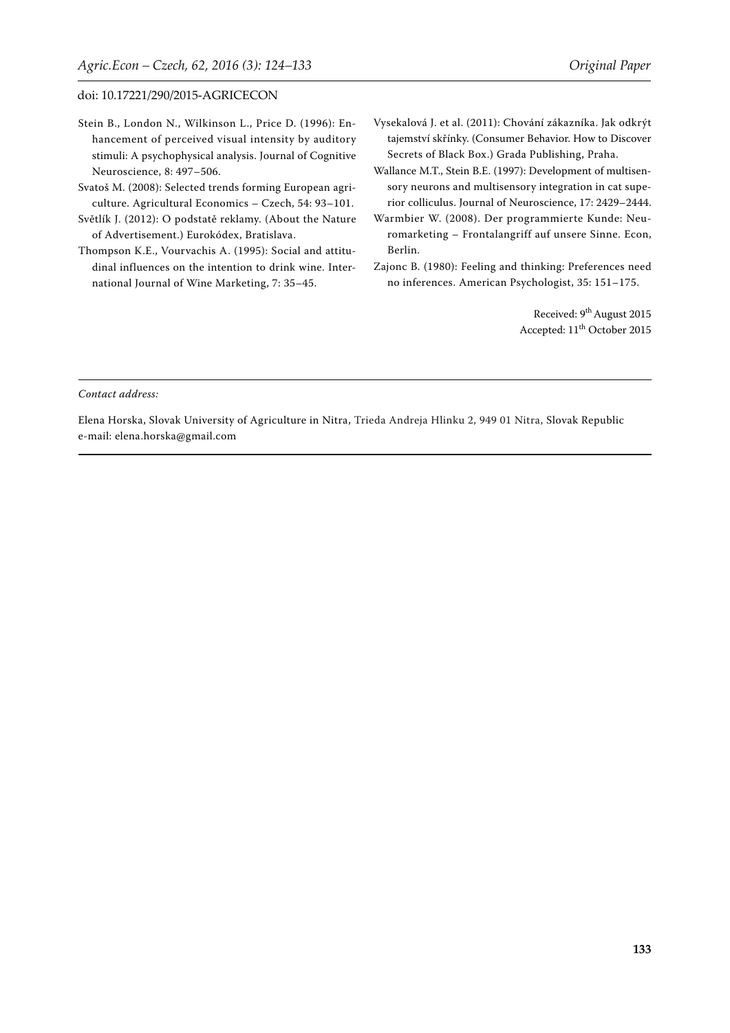Stein B., London N., Wilkinson L., Price D. (1996): Enhancement of perceived visual intensity by auditory stimuli: A psychophysical analysis. Journal of Cognitive Neuroscience, 8: 497–506.

Svatoš M. (2008): Selected trends forming European agriculture. Agricultural Economics – Czech, 54: 93–101.

Světlík J. (2012): O podstatě reklamy. (About the Nature of Advertisement.) Eurokódex, Bratislava.

Thompson K.E., Vourvachis A. (1995): Social and attitudinal influences on the intention to drink wine. International Journal of Wine Marketing, 7: 35–45.

Vysekalová J. et al. (2011): Chování zákazníka. Jak odkrýt tajemství skřínky. (Consumer Behavior. How to Discover Secrets of Black Box.) Grada Publishing, Praha.

Wallance M.T., Stein B.E. (1997): Development of multisensory neurons and multisensory integration in cat superior colliculus. Journal of Neuroscience, 17: 2429–2444.

Warmbier W. (2008). Der programmierte Kunde: Neuromarketing – Frontalangriff auf unsere Sinne. Econ, Berlin.

Zajonc B. (1980): Feeling and thinking: Preferences need no inferences. American Psychologist, 35: 151–175.

Received: 9th August 2015
Accepted: 11th October 2015

*Contact address:*

Elena Horska, Slovak University of Agriculture in Nitra, Trieda Andreja Hlinku 2, 949 01 Nitra, Slovak Republic
e-mail: elena.horska@gmail.com